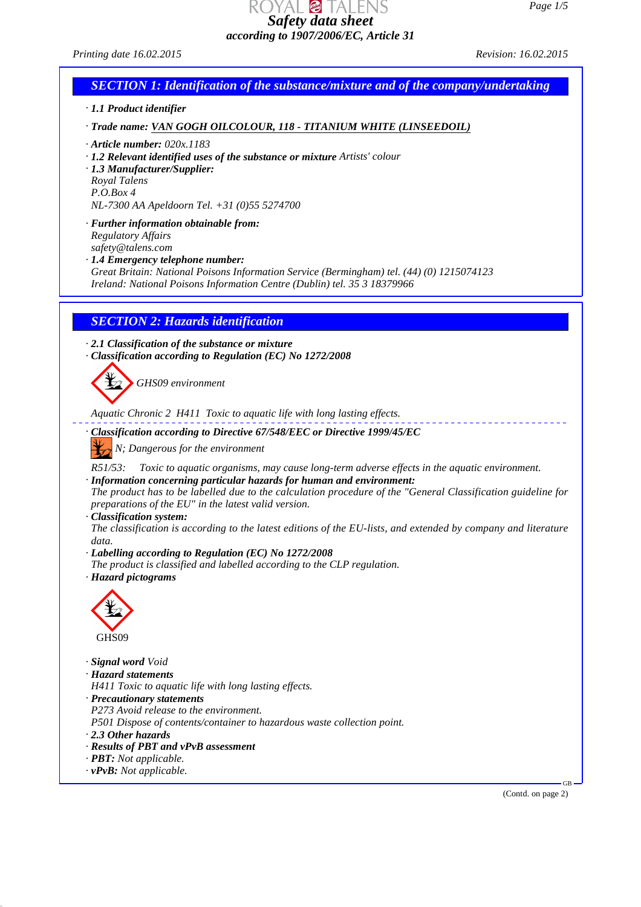# Safety data sheet

*according to 1907/2006/EC, Article 31*

Printing date 16.02.2015 — Revision: 16.02.2015

## SECTION 1: Identification of the substance/mixture and of the company/undertaking

· **1.1 Product identifier**

· **Trade name:** VAN GOGH OILCOLOUR, 118 - TITANIUM WHITE (LINSEEDOIL)

· **Article number:** 020x.1183

· **1.2 Relevant identified uses of the substance or mixture** Artists' colour

· **1.3 Manufacturer/Supplier:**
Royal Talens
P.O.Box 4
NL-7300 AA Apeldoorn Tel. +31 (0)55 5274700

· **Further information obtainable from:**
Regulatory Affairs
safety@talens.com

· **1.4 Emergency telephone number:**
Great Britain: National Poisons Information Service (Bermingham) tel. (44) (0) 1215074123
Ireland: National Poisons Information Centre (Dublin) tel. 35 3 18379966

## SECTION 2: Hazards identification

· **2.1 Classification of the substance or mixture**

· **Classification according to Regulation (EC) No 1272/2008**

GHS09 environment

Aquatic Chronic 2 H411 Toxic to aquatic life with long lasting effects.

· **Classification according to Directive 67/548/EEC or Directive 1999/45/EC**

N; Dangerous for the environment

R51/53: Toxic to aquatic organisms, may cause long-term adverse effects in the aquatic environment.

· **Information concerning particular hazards for human and environment:**
The product has to be labelled due to the calculation procedure of the "General Classification guideline for preparations of the EU" in the latest valid version.

· **Classification system:**
The classification is according to the latest editions of the EU-lists, and extended by company and literature data.

· **Labelling according to Regulation (EC) No 1272/2008**
The product is classified and labelled according to the CLP regulation.

· **Hazard pictograms**

GHS09

· **Signal word** Void

· **Hazard statements**
H411 Toxic to aquatic life with long lasting effects.

· **Precautionary statements**
P273 Avoid release to the environment.
P501 Dispose of contents/container to hazardous waste collection point.

· **2.3 Other hazards**

· **Results of PBT and vPvB assessment**

· **PBT:** Not applicable.

· **vPvB:** Not applicable.

(Contd. on page 2)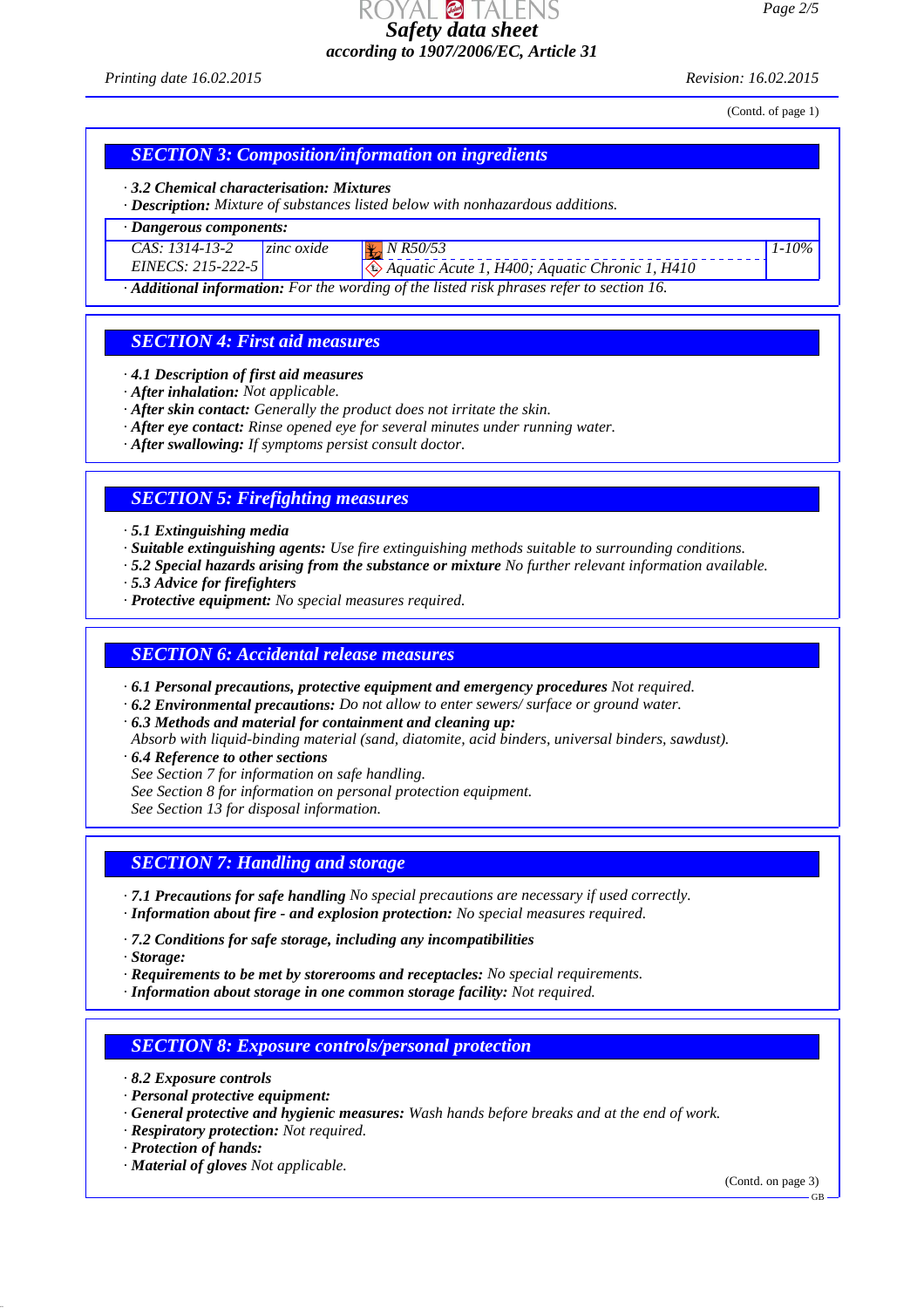(Contd. of page 1)

## SECTION 3: Composition/information on ingredients

· **3.2 Chemical characterisation: Mixtures**
· **Description:** Mixture of substances listed below with nonhazardous additions.

| · Dangerous components: | | | |
|---|---|---|---|
| CAS: 1314-13-2<br>EINECS: 215-222-5 | zinc oxide | N R50/53<br>Aquatic Acute 1, H400; Aquatic Chronic 1, H410 | 1-10% |

· **Additional information:** For the wording of the listed risk phrases refer to section 16.

## SECTION 4: First aid measures

· **4.1 Description of first aid measures**
· **After inhalation:** Not applicable.
· **After skin contact:** Generally the product does not irritate the skin.
· **After eye contact:** Rinse opened eye for several minutes under running water.
· **After swallowing:** If symptoms persist consult doctor.

## SECTION 5: Firefighting measures

· **5.1 Extinguishing media**
· **Suitable extinguishing agents:** Use fire extinguishing methods suitable to surrounding conditions.
· **5.2 Special hazards arising from the substance or mixture** No further relevant information available.
· **5.3 Advice for firefighters**
· **Protective equipment:** No special measures required.

## SECTION 6: Accidental release measures

· **6.1 Personal precautions, protective equipment and emergency procedures** Not required.
· **6.2 Environmental precautions:** Do not allow to enter sewers/ surface or ground water.
· **6.3 Methods and material for containment and cleaning up:**
Absorb with liquid-binding material (sand, diatomite, acid binders, universal binders, sawdust).
· **6.4 Reference to other sections**
See Section 7 for information on safe handling.
See Section 8 for information on personal protection equipment.
See Section 13 for disposal information.

## SECTION 7: Handling and storage

· **7.1 Precautions for safe handling** No special precautions are necessary if used correctly.
· **Information about fire - and explosion protection:** No special measures required.

· **7.2 Conditions for safe storage, including any incompatibilities**
· **Storage:**
· **Requirements to be met by storerooms and receptacles:** No special requirements.
· **Information about storage in one common storage facility:** Not required.

## SECTION 8: Exposure controls/personal protection

· **8.2 Exposure controls**
· **Personal protective equipment:**
· **General protective and hygienic measures:** Wash hands before breaks and at the end of work.
· **Respiratory protection:** Not required.
· **Protection of hands:**
· **Material of gloves** Not applicable.

(Contd. on page 3)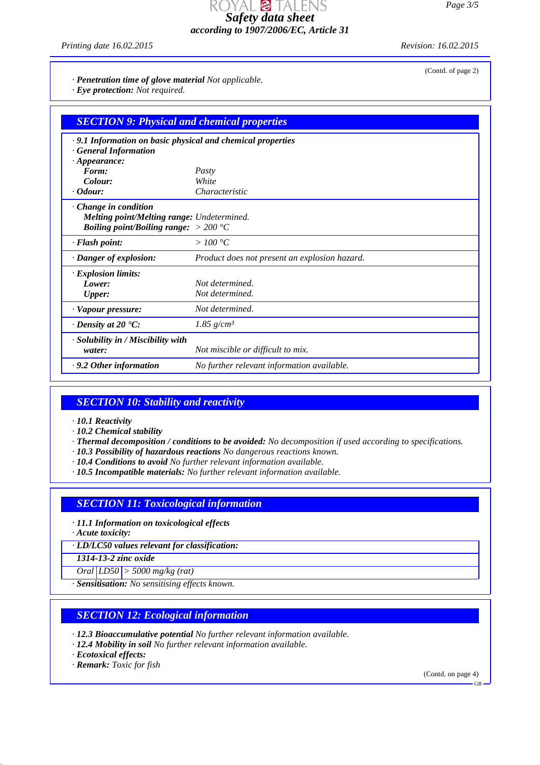(Contd. of page 2)

· ***Penetration time of glove material*** *Not applicable.*
· ***Eye protection:*** *Not required.*

## SECTION 9: Physical and chemical properties

· ***9.1 Information on basic physical and chemical properties***
· ***General Information***
· ***Appearance:***

| | |
|---|---|
| ***Form:*** | *Pasty* |
| ***Colour:*** | *White* |
| · ***Odour:*** | *Characteristic* |
| · ***Change in condition*** | |
| ***Melting point/Melting range:*** | *Undetermined.* |
| ***Boiling point/Boiling range:*** | *> 200 °C* |
| · ***Flash point:*** | *> 100 °C* |
| · ***Danger of explosion:*** | *Product does not present an explosion hazard.* |
| · ***Explosion limits:*** | |
| ***Lower:*** | *Not determined.* |
| ***Upper:*** | *Not determined.* |
| · ***Vapour pressure:*** | *Not determined.* |
| · ***Density at 20 °C:*** | *1.85 g/cm³* |
| · ***Solubility in / Miscibility with water:*** | *Not miscible or difficult to mix.* |
| · ***9.2 Other information*** | *No further relevant information available.* |

## SECTION 10: Stability and reactivity

· ***10.1 Reactivity***
· ***10.2 Chemical stability***
· ***Thermal decomposition / conditions to be avoided:*** *No decomposition if used according to specifications.*
· ***10.3 Possibility of hazardous reactions*** *No dangerous reactions known.*
· ***10.4 Conditions to avoid*** *No further relevant information available.*
· ***10.5 Incompatible materials:*** *No further relevant information available.*

## SECTION 11: Toxicological information

· ***11.1 Information on toxicological effects***
· ***Acute toxicity:***

| · ***LD/LC50 values relevant for classification:*** | | |
|---|---|---|
| ***1314-13-2 zinc oxide*** | | |
| *Oral* | *LD50* | *> 5000 mg/kg (rat)* |

· ***Sensitisation:*** *No sensitising effects known.*

## SECTION 12: Ecological information

· ***12.3 Bioaccumulative potential*** *No further relevant information available.*
· ***12.4 Mobility in soil*** *No further relevant information available.*
· ***Ecotoxical effects:***
· ***Remark:*** *Toxic for fish*

(Contd. on page 4)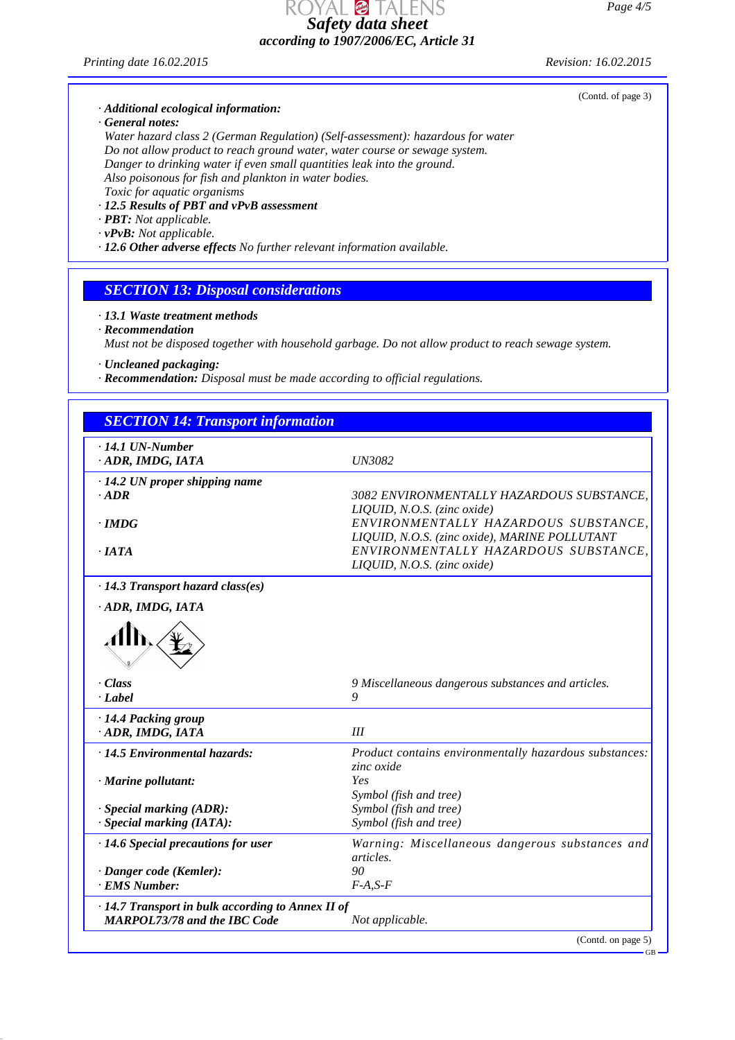(Contd. of page 3)

· **Additional ecological information:**
· **General notes:**
Water hazard class 2 (German Regulation) (Self-assessment): hazardous for water
Do not allow product to reach ground water, water course or sewage system.
Danger to drinking water if even small quantities leak into the ground.
Also poisonous for fish and plankton in water bodies.
Toxic for aquatic organisms
· **12.5 Results of PBT and vPvB assessment**
· **PBT:** Not applicable.
· **vPvB:** Not applicable.
· **12.6 Other adverse effects** No further relevant information available.

## SECTION 13: Disposal considerations

· **13.1 Waste treatment methods**
· **Recommendation**
Must not be disposed together with household garbage. Do not allow product to reach sewage system.

· **Uncleaned packaging:**
· **Recommendation:** Disposal must be made according to official regulations.

## SECTION 14: Transport information

| | |
|---|---|
| · **14.1 UN-Number** | |
| · **ADR, IMDG, IATA** | UN3082 |
| · **14.2 UN proper shipping name** | |
| · **ADR** | 3082 ENVIRONMENTALLY HAZARDOUS SUBSTANCE, LIQUID, N.O.S. (zinc oxide) |
| · **IMDG** | ENVIRONMENTALLY HAZARDOUS SUBSTANCE, LIQUID, N.O.S. (zinc oxide), MARINE POLLUTANT |
| · **IATA** | ENVIRONMENTALLY HAZARDOUS SUBSTANCE, LIQUID, N.O.S. (zinc oxide) |
| · **14.3 Transport hazard class(es)** | |
| · **ADR, IMDG, IATA** | |
| · **Class** | 9 Miscellaneous dangerous substances and articles. |
| · **Label** | 9 |
| · **14.4 Packing group** | |
| · **ADR, IMDG, IATA** | III |
| · **14.5 Environmental hazards:** | Product contains environmentally hazardous substances: zinc oxide |
| · **Marine pollutant:** | Yes<br>Symbol (fish and tree) |
| · **Special marking (ADR):** | Symbol (fish and tree) |
| · **Special marking (IATA):** | Symbol (fish and tree) |
| · **14.6 Special precautions for user** | Warning: Miscellaneous dangerous substances and articles. |
| · **Danger code (Kemler):** | 90 |
| · **EMS Number:** | F-A,S-F |
| · **14.7 Transport in bulk according to Annex II of MARPOL73/78 and the IBC Code** | Not applicable. |

(Contd. on page 5)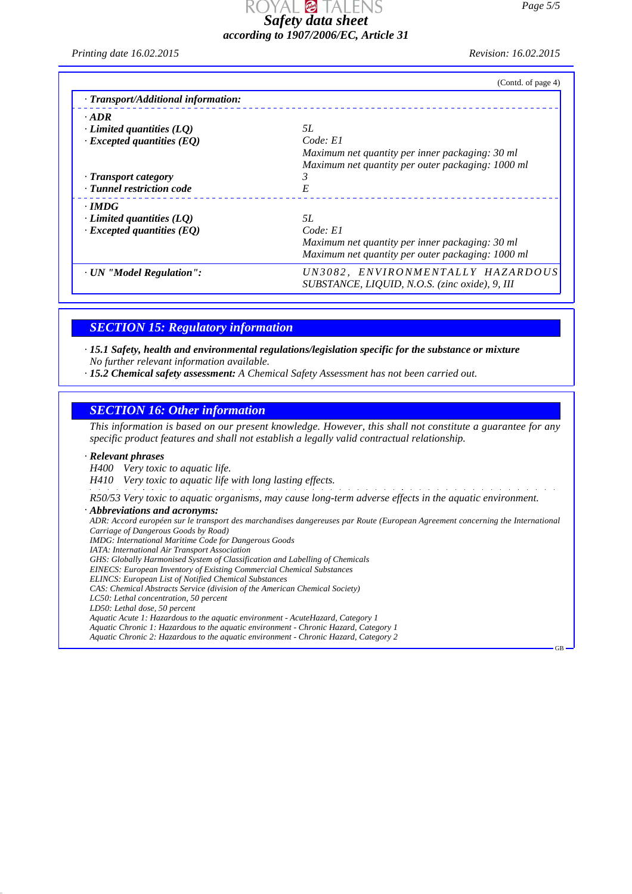(Contd. of page 4)

· **Transport/Additional information:**

| | |
|---|---|
| · **ADR** | |
| · **Limited quantities (LQ)** | 5L |
| · **Excepted quantities (EQ)** | Code: E1<br>Maximum net quantity per inner packaging: 30 ml<br>Maximum net quantity per outer packaging: 1000 ml |
| · **Transport category** | 3 |
| · **Tunnel restriction code** | E |
| · **IMDG** | |
| · **Limited quantities (LQ)** | 5L |
| · **Excepted quantities (EQ)** | Code: E1<br>Maximum net quantity per inner packaging: 30 ml<br>Maximum net quantity per outer packaging: 1000 ml |
| · **UN "Model Regulation":** | UN3082, ENVIRONMENTALLY HAZARDOUS SUBSTANCE, LIQUID, N.O.S. (zinc oxide), 9, III |

## SECTION 15: Regulatory information

· **15.1 Safety, health and environmental regulations/legislation specific for the substance or mixture**
No further relevant information available.
· **15.2 Chemical safety assessment:** A Chemical Safety Assessment has not been carried out.

## SECTION 16: Other information

This information is based on our present knowledge. However, this shall not constitute a guarantee for any specific product features and shall not establish a legally valid contractual relationship.

· **Relevant phrases**
H400 Very toxic to aquatic life.
H410 Very toxic to aquatic life with long lasting effects.

R50/53 Very toxic to aquatic organisms, may cause long-term adverse effects in the aquatic environment.

· **Abbreviations and acronyms:**
ADR: Accord européen sur le transport des marchandises dangereuses par Route (European Agreement concerning the International Carriage of Dangerous Goods by Road)
IMDG: International Maritime Code for Dangerous Goods
IATA: International Air Transport Association
GHS: Globally Harmonised System of Classification and Labelling of Chemicals
EINECS: European Inventory of Existing Commercial Chemical Substances
ELINCS: European List of Notified Chemical Substances
CAS: Chemical Abstracts Service (division of the American Chemical Society)
LC50: Lethal concentration, 50 percent
LD50: Lethal dose, 50 percent
Aquatic Acute 1: Hazardous to the aquatic environment - AcuteHazard, Category 1
Aquatic Chronic 1: Hazardous to the aquatic environment - Chronic Hazard, Category 1
Aquatic Chronic 2: Hazardous to the aquatic environment - Chronic Hazard, Category 2